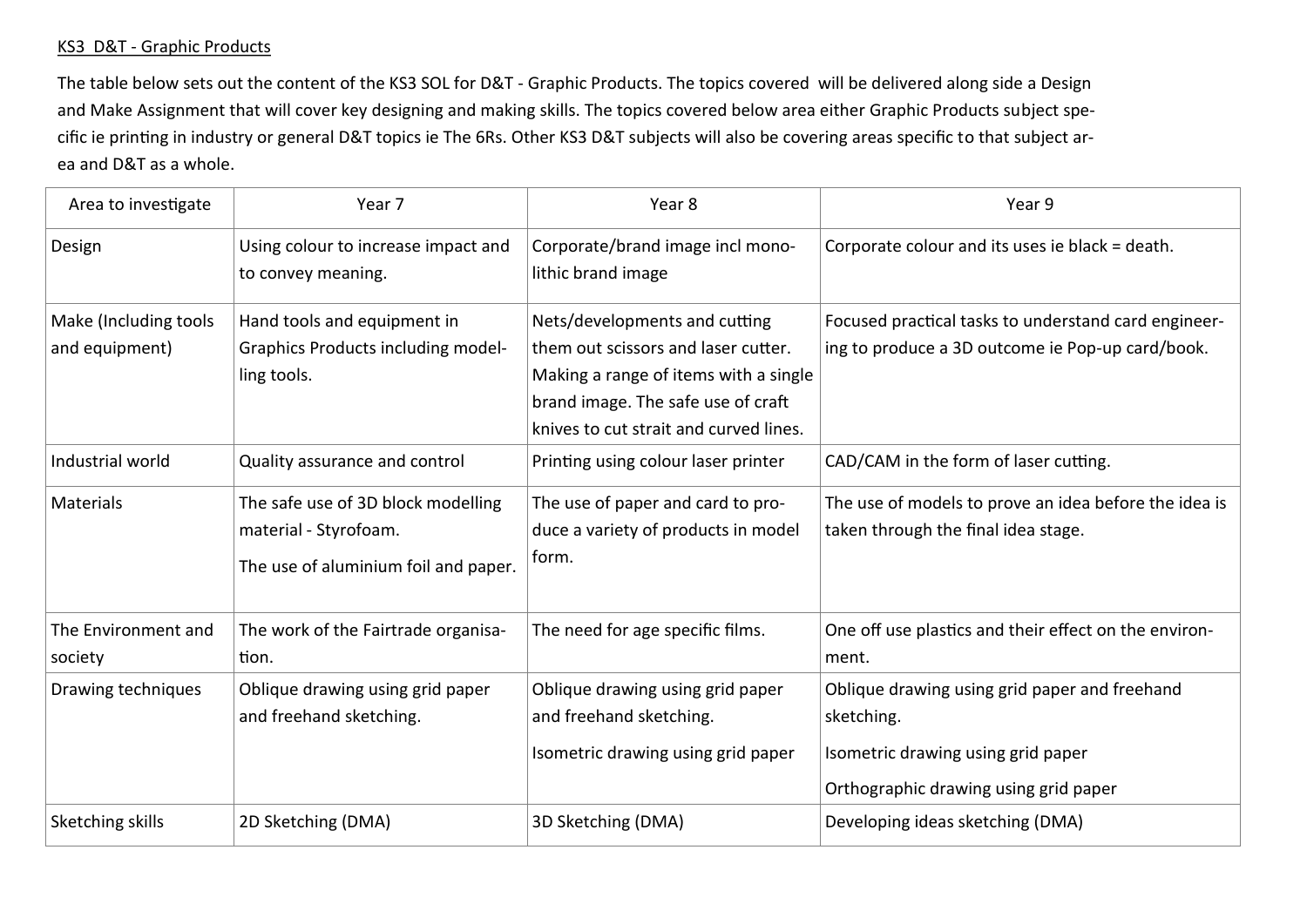KS3 D&T - Graphic Products

The table below sets out the content of the KS3 SOL for D&T - Graphic Products. The topics covered will be delivered along side a Design and Make Assignment that will cover key designing and making skills. The topics covered below area either Graphic Products subject specific ie printing in industry or general D&T topics ie The 6Rs. Other KS3 D&T subjects will also be covering areas specific to that subject area and D&T as a whole.

| Area to investigate | Year 7 | Year 8 | Year 9 |
|---|---|---|---|
| Design | Using colour to increase impact and to convey meaning. | Corporate/brand image incl monolithic brand image | Corporate colour and its uses ie black = death. |
| Make (Including tools and equipment) | Hand tools and equipment in Graphics Products including modelling tools. | Nets/developments and cutting them out scissors and laser cutter. Making a range of items with a single brand image. The safe use of craft knives to cut strait and curved lines. | Focused practical tasks to understand card engineering to produce a 3D outcome ie Pop-up card/book. |
| Industrial world | Quality assurance and control | Printing using colour laser printer | CAD/CAM in the form of laser cutting. |
| Materials | The safe use of 3D block modelling material - Styrofoam. The use of aluminium foil and paper. | The use of paper and card to produce a variety of products in model form. | The use of models to prove an idea before the idea is taken through the final idea stage. |
| The Environment and society | The work of the Fairtrade organisation. | The need for age specific films. | One off use plastics and their effect on the environment. |
| Drawing techniques | Oblique drawing using grid paper and freehand sketching. | Oblique drawing using grid paper and freehand sketching. Isometric drawing using grid paper | Oblique drawing using grid paper and freehand sketching. Isometric drawing using grid paper Orthographic drawing using grid paper |
| Sketching skills | 2D Sketching (DMA) | 3D Sketching (DMA) | Developing ideas sketching (DMA) |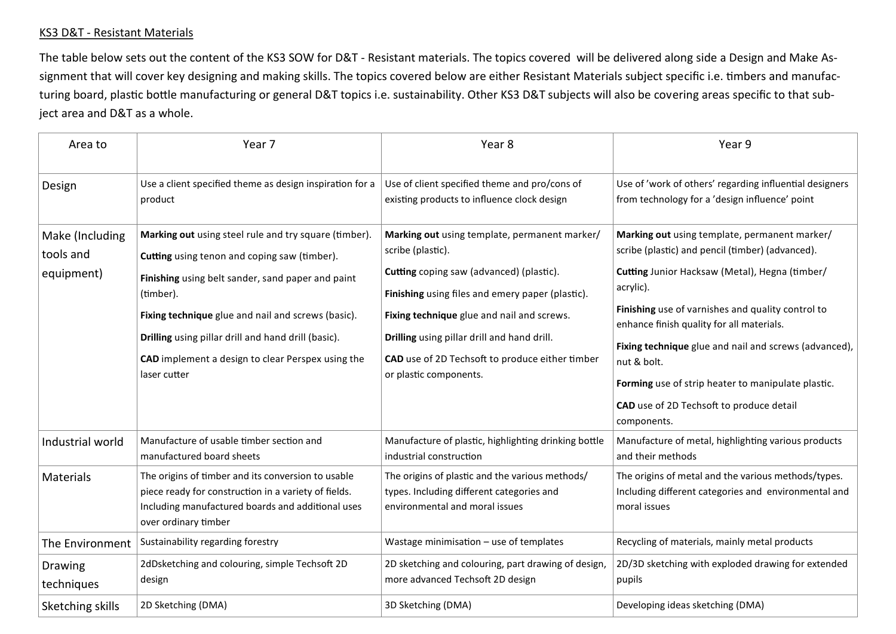KS3 D&T - Resistant Materials

The table below sets out the content of the KS3 SOW for D&T - Resistant materials. The topics covered will be delivered along side a Design and Make Assignment that will cover key designing and making skills. The topics covered below are either Resistant Materials subject specific i.e. timbers and manufacturing board, plastic bottle manufacturing or general D&T topics i.e. sustainability. Other KS3 D&T subjects will also be covering areas specific to that subject area and D&T as a whole.

| Area to | Year 7 | Year 8 | Year 9 |
|---|---|---|---|
| Design | Use a client specified theme as design inspiration for a product | Use of client specified theme and pro/cons of existing products to influence clock design | Use of 'work of others' regarding influential designers from technology for a 'design influence' point |
| Make (Including tools and equipment) | **Marking out** using steel rule and try square (timber).<br>**Cutting** using tenon and coping saw (timber).<br>**Finishing** using belt sander, sand paper and paint (timber).<br>**Fixing technique** glue and nail and screws (basic).<br>**Drilling** using pillar drill and hand drill (basic).<br>**CAD** implement a design to clear Perspex using the laser cutter | **Marking out** using template, permanent marker/ scribe (plastic).<br>**Cutting** coping saw (advanced) (plastic).<br>**Finishing** using files and emery paper (plastic).<br>**Fixing technique** glue and nail and screws.<br>**Drilling** using pillar drill and hand drill.<br>**CAD** use of 2D Techsoft to produce either timber or plastic components. | **Marking out** using template, permanent marker/ scribe (plastic) and pencil (timber) (advanced).<br>**Cutting** Junior Hacksaw (Metal), Hegna (timber/ acrylic).<br>**Finishing** use of varnishes and quality control to enhance finish quality for all materials.<br>**Fixing technique** glue and nail and screws (advanced), nut & bolt.<br>**Forming** use of strip heater to manipulate plastic.<br>**CAD** use of 2D Techsoft to produce detail components. |
| Industrial world | Manufacture of usable timber section and manufactured board sheets | Manufacture of plastic, highlighting drinking bottle industrial construction | Manufacture of metal, highlighting various products and their methods |
| Materials | The origins of timber and its conversion to usable piece ready for construction in a variety of fields. Including manufactured boards and additional uses over ordinary timber | The origins of plastic and the various methods/ types. Including different categories and environmental and moral issues | The origins of metal and the various methods/types. Including different categories and environmental and moral issues |
| The Environment | Sustainability regarding forestry | Wastage minimisation – use of templates | Recycling of materials, mainly metal products |
| Drawing techniques | 2dDsketching and colouring, simple Techsoft 2D design | 2D sketching and colouring, part drawing of design, more advanced Techsoft 2D design | 2D/3D sketching with exploded drawing for extended pupils |
| Sketching skills | 2D Sketching (DMA) | 3D Sketching (DMA) | Developing ideas sketching (DMA) |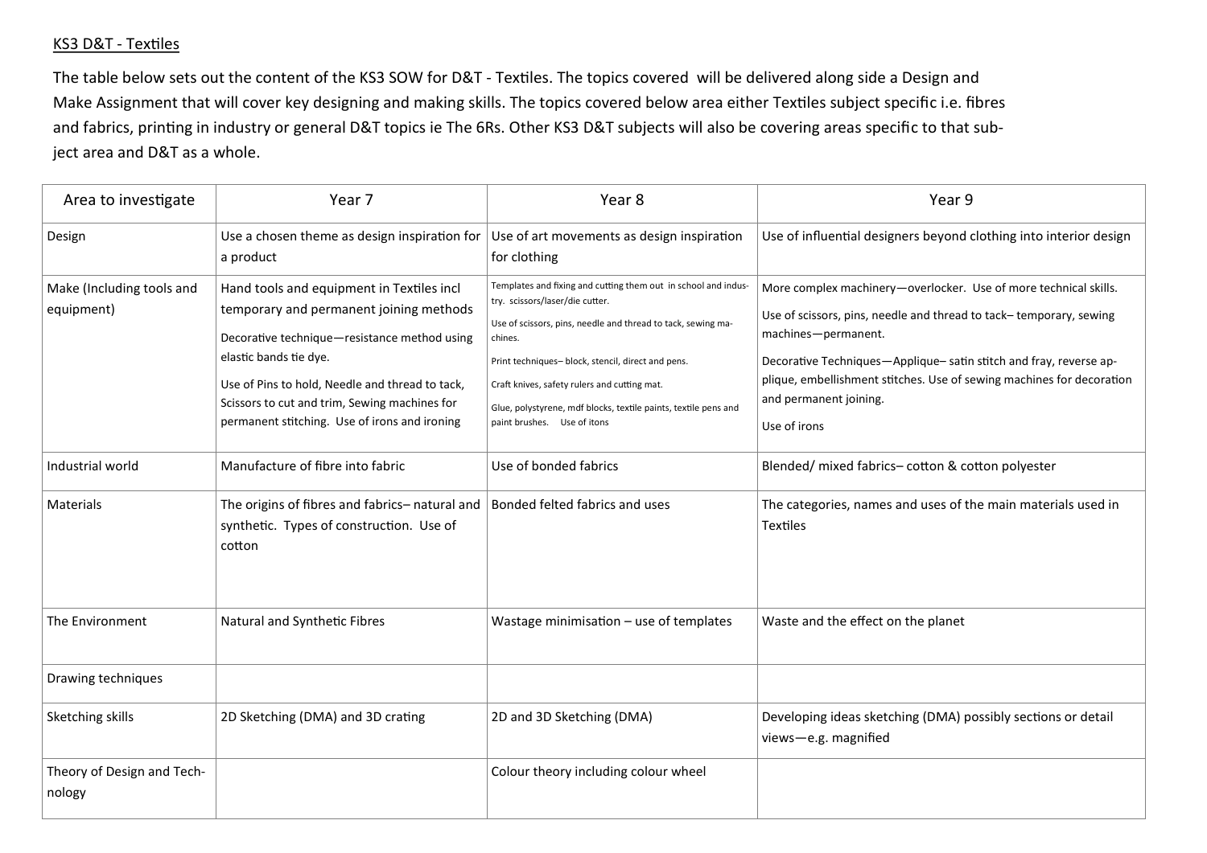<u>KS3 D&T - Textiles</u>

The table below sets out the content of the KS3 SOW for D&T - Textiles. The topics covered will be delivered along side a Design and Make Assignment that will cover key designing and making skills. The topics covered below area either Textiles subject specific i.e. fibres and fabrics, printing in industry or general D&T topics ie The 6Rs. Other KS3 D&T subjects will also be covering areas specific to that subject area and D&T as a whole.

| Area to investigate | Year 7 | Year 8 | Year 9 |
|---|---|---|---|
| Design | Use a chosen theme as design inspiration for a product | Use of art movements as design inspiration for clothing | Use of influential designers beyond clothing into interior design |
| Make (Including tools and equipment) | Hand tools and equipment in Textiles incl temporary and permanent joining methods<br><br>Decorative technique—resistance method using elastic bands tie dye.<br><br>Use of Pins to hold, Needle and thread to tack, Scissors to cut and trim, Sewing machines for permanent stitching. Use of irons and ironing | Templates and fixing and cutting them out in school and industry. scissors/laser/die cutter.<br><br>Use of scissors, pins, needle and thread to tack, sewing machines.<br><br>Print techniques– block, stencil, direct and pens.<br><br>Craft knives, safety rulers and cutting mat.<br><br>Glue, polystyrene, mdf blocks, textile paints, textile pens and paint brushes. Use of itons | More complex machinery—overlocker. Use of more technical skills.<br><br>Use of scissors, pins, needle and thread to tack– temporary, sewing machines—permanent.<br><br>Decorative Techniques—Applique– satin stitch and fray, reverse applique, embellishment stitches. Use of sewing machines for decoration and permanent joining.<br><br>Use of irons |
| Industrial world | Manufacture of fibre into fabric | Use of bonded fabrics | Blended/ mixed fabrics– cotton & cotton polyester |
| Materials | The origins of fibres and fabrics– natural and synthetic. Types of construction. Use of cotton | Bonded felted fabrics and uses | The categories, names and uses of the main materials used in Textiles |
| The Environment | Natural and Synthetic Fibres | Wastage minimisation – use of templates | Waste and the effect on the planet |
| Drawing techniques | | | |
| Sketching skills | 2D Sketching (DMA) and 3D crating | 2D and 3D Sketching (DMA) | Developing ideas sketching (DMA) possibly sections or detail views—e.g. magnified |
| Theory of Design and Technology | | Colour theory including colour wheel | |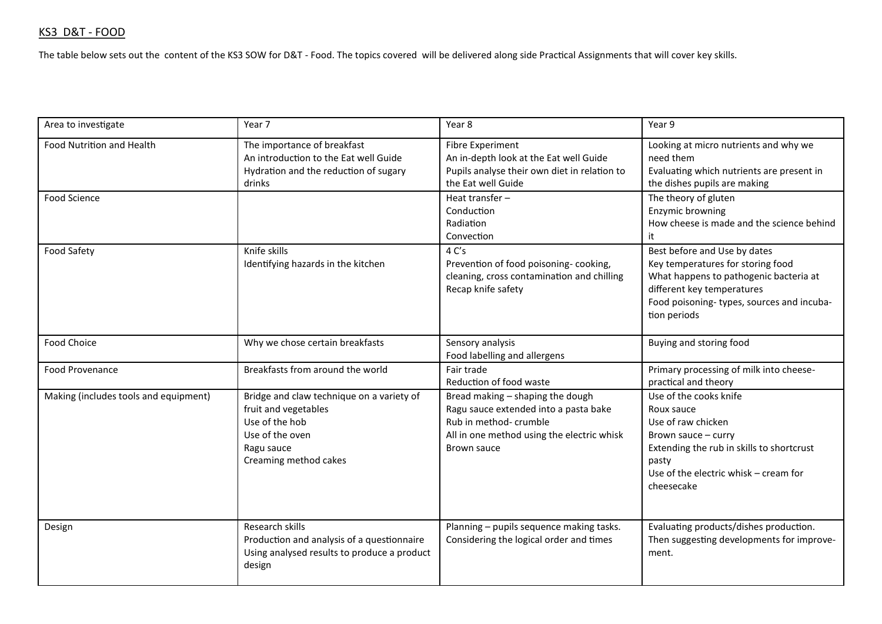## KS3 D&T - FOOD

The table below sets out the content of the KS3 SOW for D&T - Food. The topics covered will be delivered along side Practical Assignments that will cover key skills.

| Area to investigate | Year 7 | Year 8 | Year 9 |
|---|---|---|---|
| Food Nutrition and Health | The importance of breakfast<br>An introduction to the Eat well Guide<br>Hydration and the reduction of sugary drinks | Fibre Experiment<br>An in-depth look at the Eat well Guide<br>Pupils analyse their own diet in relation to the Eat well Guide | Looking at micro nutrients and why we need them<br>Evaluating which nutrients are present in the dishes pupils are making |
| Food Science | | Heat transfer –<br>Conduction<br>Radiation<br>Convection | The theory of gluten<br>Enzymic browning<br>How cheese is made and the science behind it |
| Food Safety | Knife skills<br>Identifying hazards in the kitchen | 4 C's<br>Prevention of food poisoning- cooking, cleaning, cross contamination and chilling<br>Recap knife safety | Best before and Use by dates<br>Key temperatures for storing food<br>What happens to pathogenic bacteria at different key temperatures<br>Food poisoning- types, sources and incubation periods |
| Food Choice | Why we chose certain breakfasts | Sensory analysis<br>Food labelling and allergens | Buying and storing food |
| Food Provenance | Breakfasts from around the world | Fair trade<br>Reduction of food waste | Primary processing of milk into cheese- practical and theory |
| Making (includes tools and equipment) | Bridge and claw technique on a variety of fruit and vegetables<br>Use of the hob<br>Use of the oven<br>Ragu sauce<br>Creaming method cakes | Bread making – shaping the dough<br>Ragu sauce extended into a pasta bake<br>Rub in method- crumble<br>All in one method using the electric whisk<br>Brown sauce | Use of the cooks knife<br>Roux sauce<br>Use of raw chicken<br>Brown sauce – curry<br>Extending the rub in skills to shortcrust pasty<br>Use of the electric whisk – cream for cheesecake |
| Design | Research skills<br>Production and analysis of a questionnaire<br>Using analysed results to produce a product design | Planning – pupils sequence making tasks. Considering the logical order and times | Evaluating products/dishes production. Then suggesting developments for improvement. |